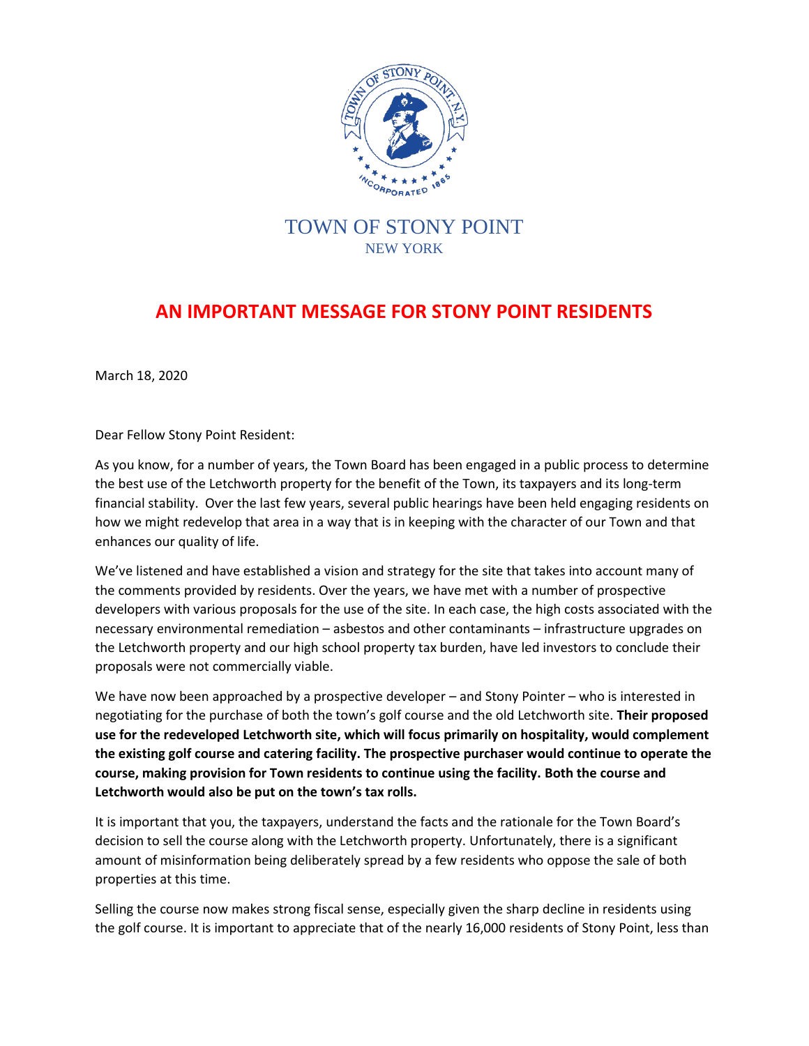TOWN OF STONY POINT

NEW YORK

# AN IMPORTANT MESSAGE FOR STONY POINT RESIDENTS

March 18, 2020

Dear Fellow Stony Point Resident:

As you know, for a number of years, the Town Board has been engaged in a public process to determine the best use of the Letchworth property for the benefit of the Town, its taxpayers and its long-term financial stability. Over the last few years, several public hearings have been held engaging residents on how we might redevelop that area in a way that is in keeping with the character of our Town and that enhances our quality of life.

We've listened and have established a vision and strategy for the site that takes into account many of the comments provided by residents. Over the years, we have met with a number of prospective developers with various proposals for the use of the site. In each case, the high costs associated with the necessary environmental remediation – asbestos and other contaminants – infrastructure upgrades on the Letchworth property and our high school property tax burden, have led investors to conclude their proposals were not commercially viable.

We have now been approached by a prospective developer – and Stony Pointer – who is interested in negotiating for the purchase of both the town's golf course and the old Letchworth site. **Their proposed use for the redeveloped Letchworth site, which will focus primarily on hospitality, would complement the existing golf course and catering facility. The prospective purchaser would continue to operate the course, making provision for Town residents to continue using the facility. Both the course and Letchworth would also be put on the town's tax rolls.**

It is important that you, the taxpayers, understand the facts and the rationale for the Town Board's decision to sell the course along with the Letchworth property. Unfortunately, there is a significant amount of misinformation being deliberately spread by a few residents who oppose the sale of both properties at this time.

Selling the course now makes strong fiscal sense, especially given the sharp decline in residents using the golf course. It is important to appreciate that of the nearly 16,000 residents of Stony Point, less than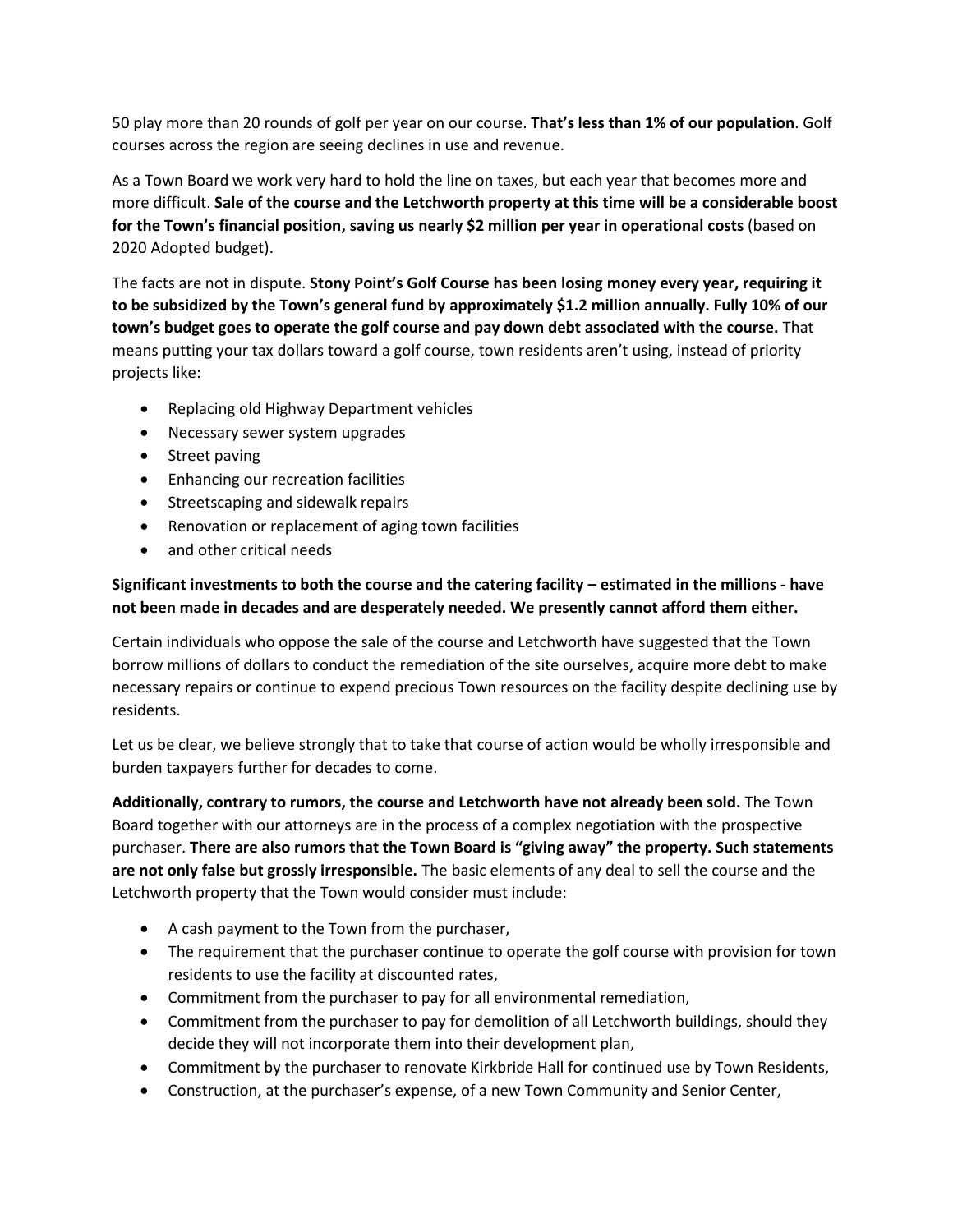50 play more than 20 rounds of golf per year on our course. **That's less than 1% of our population**. Golf courses across the region are seeing declines in use and revenue.

As a Town Board we work very hard to hold the line on taxes, but each year that becomes more and more difficult. **Sale of the course and the Letchworth property at this time will be a considerable boost for the Town's financial position, saving us nearly $2 million per year in operational costs** (based on 2020 Adopted budget).

The facts are not in dispute. **Stony Point's Golf Course has been losing money every year, requiring it to be subsidized by the Town's general fund by approximately $1.2 million annually. Fully 10% of our town's budget goes to operate the golf course and pay down debt associated with the course.** That means putting your tax dollars toward a golf course, town residents aren't using, instead of priority projects like:

- Replacing old Highway Department vehicles
- Necessary sewer system upgrades
- Street paving
- Enhancing our recreation facilities
- Streetscaping and sidewalk repairs
- Renovation or replacement of aging town facilities
- and other critical needs

**Significant investments to both the course and the catering facility – estimated in the millions - have not been made in decades and are desperately needed. We presently cannot afford them either.**

Certain individuals who oppose the sale of the course and Letchworth have suggested that the Town borrow millions of dollars to conduct the remediation of the site ourselves, acquire more debt to make necessary repairs or continue to expend precious Town resources on the facility despite declining use by residents.

Let us be clear, we believe strongly that to take that course of action would be wholly irresponsible and burden taxpayers further for decades to come.

**Additionally, contrary to rumors, the course and Letchworth have not already been sold.** The Town Board together with our attorneys are in the process of a complex negotiation with the prospective purchaser. **There are also rumors that the Town Board is "giving away" the property. Such statements are not only false but grossly irresponsible.** The basic elements of any deal to sell the course and the Letchworth property that the Town would consider must include:

- A cash payment to the Town from the purchaser,
- The requirement that the purchaser continue to operate the golf course with provision for town residents to use the facility at discounted rates,
- Commitment from the purchaser to pay for all environmental remediation,
- Commitment from the purchaser to pay for demolition of all Letchworth buildings, should they decide they will not incorporate them into their development plan,
- Commitment by the purchaser to renovate Kirkbride Hall for continued use by Town Residents,
- Construction, at the purchaser's expense, of a new Town Community and Senior Center,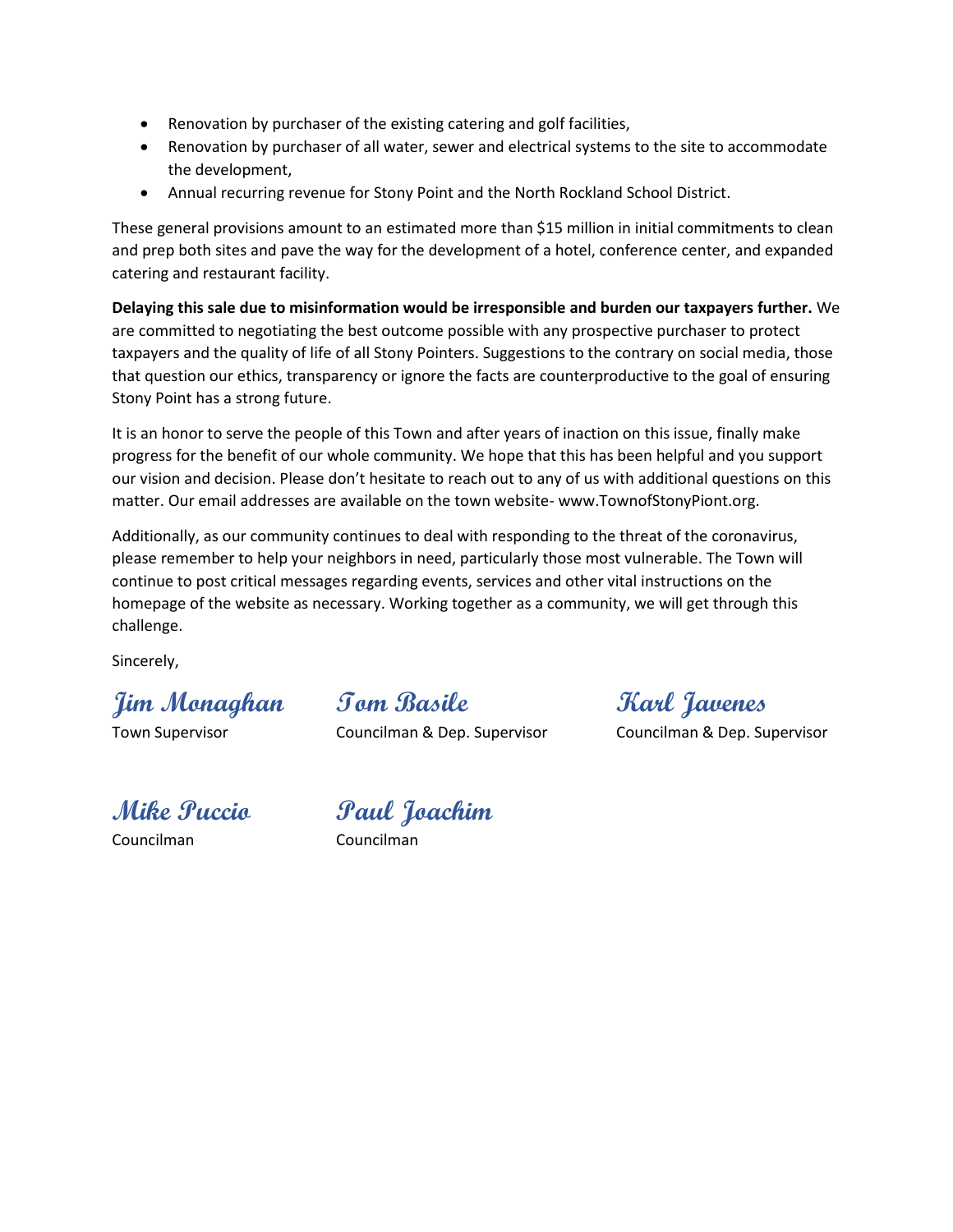- Renovation by purchaser of the existing catering and golf facilities,
- Renovation by purchaser of all water, sewer and electrical systems to the site to accommodate the development,
- Annual recurring revenue for Stony Point and the North Rockland School District.

These general provisions amount to an estimated more than $15 million in initial commitments to clean and prep both sites and pave the way for the development of a hotel, conference center, and expanded catering and restaurant facility.

**Delaying this sale due to misinformation would be irresponsible and burden our taxpayers further.** We are committed to negotiating the best outcome possible with any prospective purchaser to protect taxpayers and the quality of life of all Stony Pointers. Suggestions to the contrary on social media, those that question our ethics, transparency or ignore the facts are counterproductive to the goal of ensuring Stony Point has a strong future.

It is an honor to serve the people of this Town and after years of inaction on this issue, finally make progress for the benefit of our whole community. We hope that this has been helpful and you support our vision and decision. Please don't hesitate to reach out to any of us with additional questions on this matter. Our email addresses are available on the town website- www.TownofStonyPiont.org.

Additionally, as our community continues to deal with responding to the threat of the coronavirus, please remember to help your neighbors in need, particularly those most vulnerable. The Town will continue to post critical messages regarding events, services and other vital instructions on the homepage of the website as necessary. Working together as a community, we will get through this challenge.

Sincerely,

***Jim Monaghan***
Town Supervisor

***Tom Basile***
Councilman & Dep. Supervisor

***Karl Javenes***
Councilman & Dep. Supervisor

***Mike Puccio***
Councilman

***Paul Joachim***
Councilman